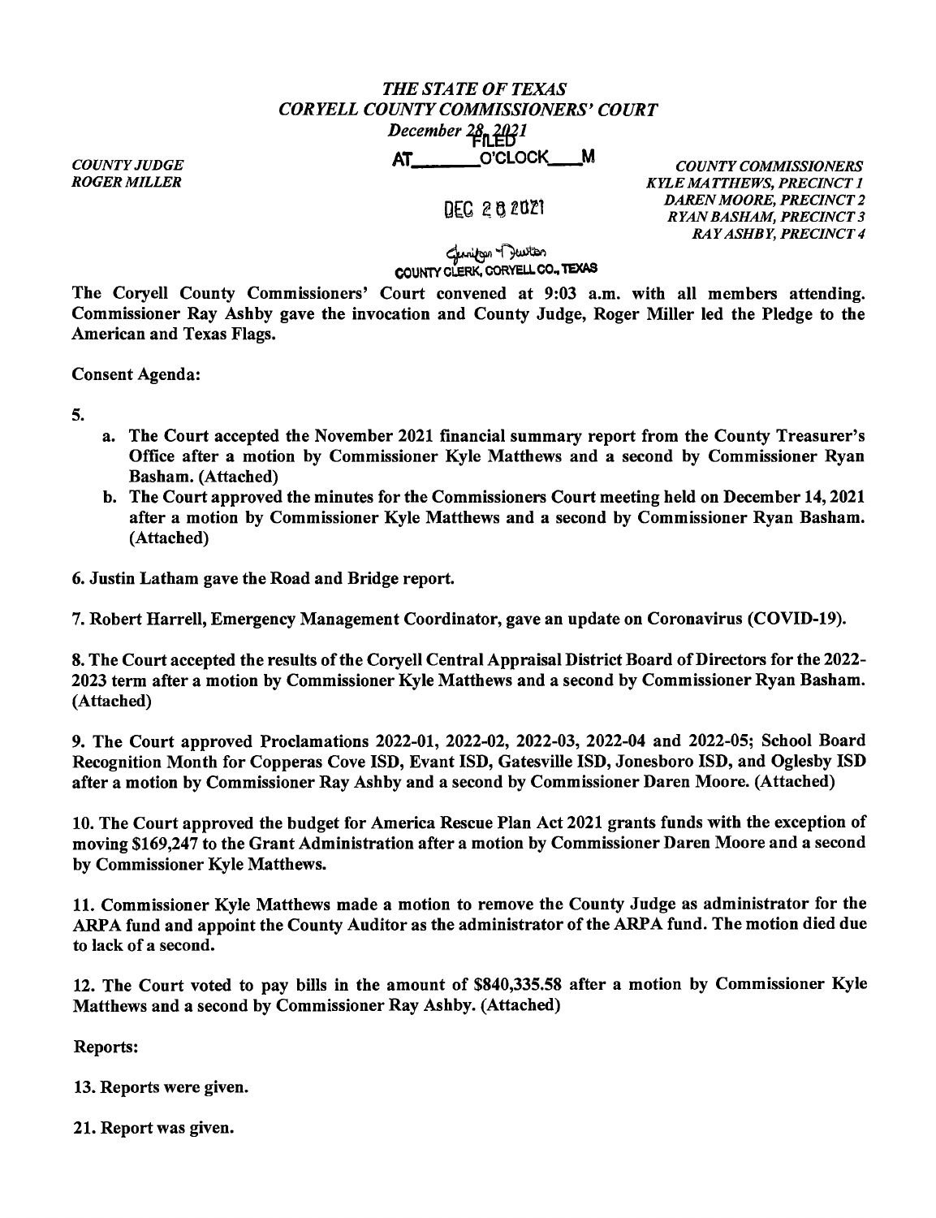*THE STATE OF TEXAS*
*CORYELL COUNTY COMMISSIONERS' COURT*
*December 28, 2021*

FILED
AT_______O'CLOCK___M

DEC 28 2021

Jennifer Duston
COUNTY CLERK, CORYELL CO., TEXAS

*COUNTY JUDGE*
*ROGER MILLER*

*COUNTY COMMISSIONERS*
*KYLE MATTHEWS, PRECINCT 1*
*DAREN MOORE, PRECINCT 2*
*RYAN BASHAM, PRECINCT 3*
*RAY ASHBY, PRECINCT 4*

**The Coryell County Commissioners' Court convened at 9:03 a.m. with all members attending. Commissioner Ray Ashby gave the invocation and County Judge, Roger Miller led the Pledge to the American and Texas Flags.**

**Consent Agenda:**

**5.**

- **a. The Court accepted the November 2021 financial summary report from the County Treasurer's Office after a motion by Commissioner Kyle Matthews and a second by Commissioner Ryan Basham. (Attached)**
- **b. The Court approved the minutes for the Commissioners Court meeting held on December 14, 2021 after a motion by Commissioner Kyle Matthews and a second by Commissioner Ryan Basham. (Attached)**

**6. Justin Latham gave the Road and Bridge report.**

**7. Robert Harrell, Emergency Management Coordinator, gave an update on Coronavirus (COVID-19).**

**8. The Court accepted the results of the Coryell Central Appraisal District Board of Directors for the 2022-2023 term after a motion by Commissioner Kyle Matthews and a second by Commissioner Ryan Basham. (Attached)**

**9. The Court approved Proclamations 2022-01, 2022-02, 2022-03, 2022-04 and 2022-05; School Board Recognition Month for Copperas Cove ISD, Evant ISD, Gatesville ISD, Jonesboro ISD, and Oglesby ISD after a motion by Commissioner Ray Ashby and a second by Commissioner Daren Moore. (Attached)**

**10. The Court approved the budget for America Rescue Plan Act 2021 grants funds with the exception of moving $169,247 to the Grant Administration after a motion by Commissioner Daren Moore and a second by Commissioner Kyle Matthews.**

**11. Commissioner Kyle Matthews made a motion to remove the County Judge as administrator for the ARPA fund and appoint the County Auditor as the administrator of the ARPA fund. The motion died due to lack of a second.**

**12. The Court voted to pay bills in the amount of $840,335.58 after a motion by Commissioner Kyle Matthews and a second by Commissioner Ray Ashby. (Attached)**

**Reports:**

**13. Reports were given.**

**21. Report was given.**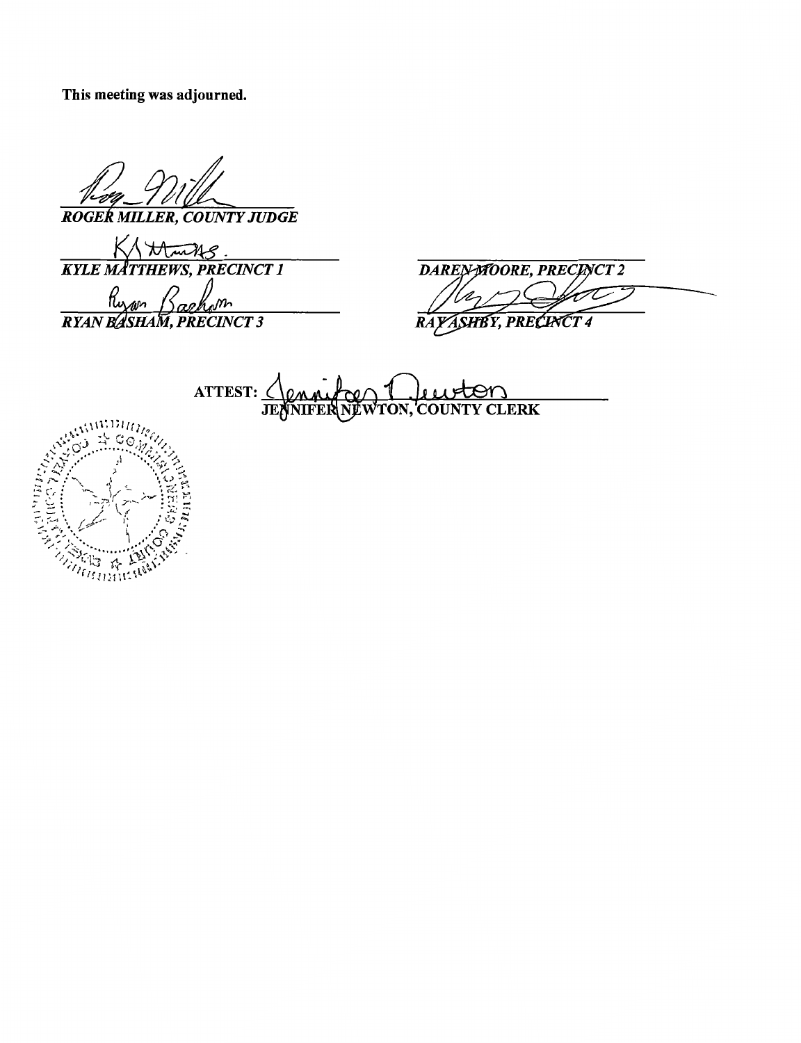**This meeting was adjourned.**

***ROGER MILLER, COUNTY JUDGE***

***KYLE MATTHEWS, PRECINCT 1***

***DAREN MOORE, PRECINCT 2***

***RYAN BASHAM, PRECINCT 3***

***RAY ASHBY, PRECINCT 4***

**ATTEST:**
**JENNIFER NEWTON, COUNTY CLERK**